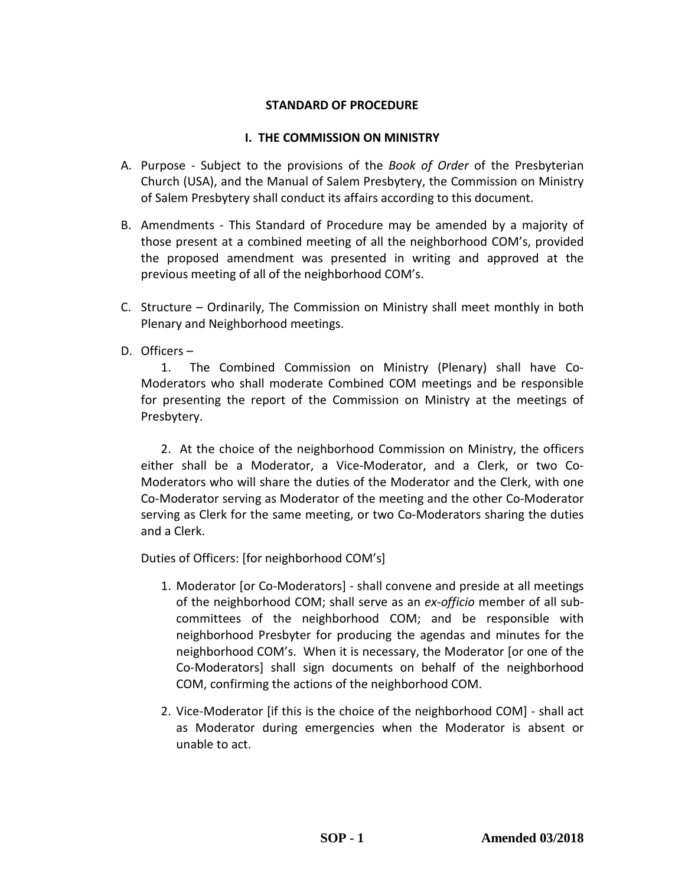# STANDARD OF PROCEDURE

## I. THE COMMISSION ON MINISTRY

A. Purpose - Subject to the provisions of the *Book of Order* of the Presbyterian Church (USA), and the Manual of Salem Presbytery, the Commission on Ministry of Salem Presbytery shall conduct its affairs according to this document.

B. Amendments - This Standard of Procedure may be amended by a majority of those present at a combined meeting of all the neighborhood COM's, provided the proposed amendment was presented in writing and approved at the previous meeting of all of the neighborhood COM's.

C. Structure – Ordinarily, The Commission on Ministry shall meet monthly in both Plenary and Neighborhood meetings.

D. Officers –

1. The Combined Commission on Ministry (Plenary) shall have Co-Moderators who shall moderate Combined COM meetings and be responsible for presenting the report of the Commission on Ministry at the meetings of Presbytery.

2. At the choice of the neighborhood Commission on Ministry, the officers either shall be a Moderator, a Vice-Moderator, and a Clerk, or two Co-Moderators who will share the duties of the Moderator and the Clerk, with one Co-Moderator serving as Moderator of the meeting and the other Co-Moderator serving as Clerk for the same meeting, or two Co-Moderators sharing the duties and a Clerk.

Duties of Officers: [for neighborhood COM's]

1. Moderator [or Co-Moderators] - shall convene and preside at all meetings of the neighborhood COM; shall serve as an *ex-officio* member of all sub-committees of the neighborhood COM; and be responsible with neighborhood Presbyter for producing the agendas and minutes for the neighborhood COM's. When it is necessary, the Moderator [or one of the Co-Moderators] shall sign documents on behalf of the neighborhood COM, confirming the actions of the neighborhood COM.

2. Vice-Moderator [if this is the choice of the neighborhood COM] - shall act as Moderator during emergencies when the Moderator is absent or unable to act.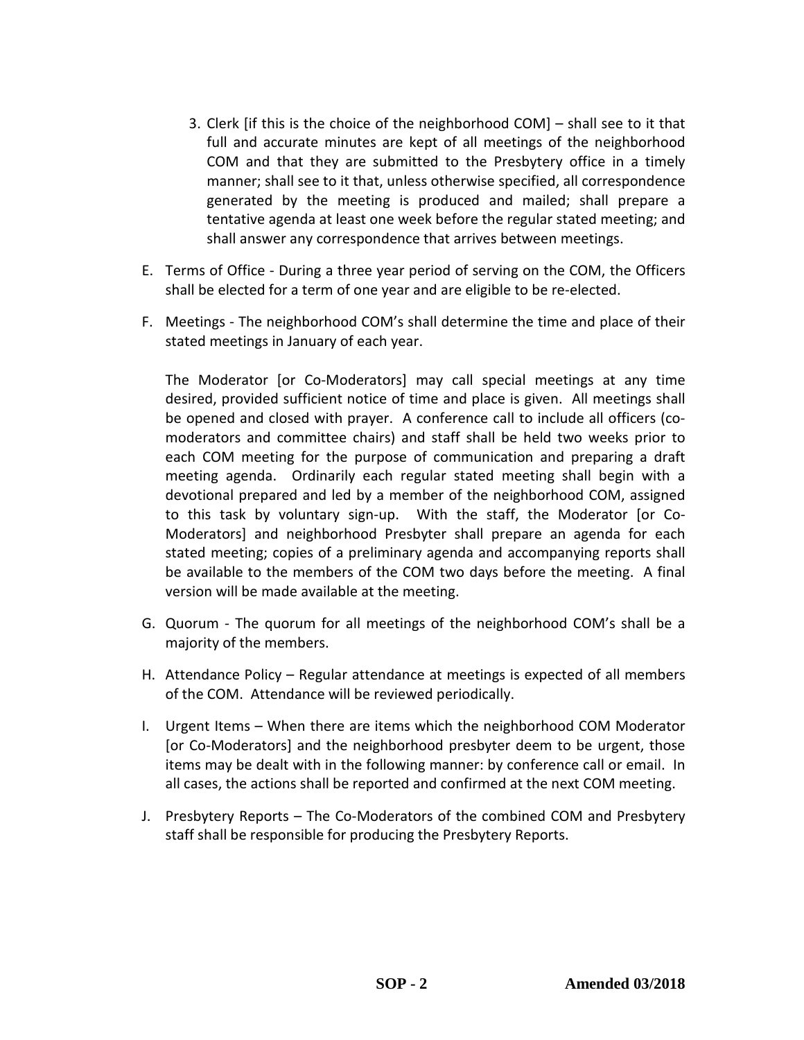3. Clerk [if this is the choice of the neighborhood COM] – shall see to it that full and accurate minutes are kept of all meetings of the neighborhood COM and that they are submitted to the Presbytery office in a timely manner; shall see to it that, unless otherwise specified, all correspondence generated by the meeting is produced and mailed; shall prepare a tentative agenda at least one week before the regular stated meeting; and shall answer any correspondence that arrives between meetings.

E. Terms of Office - During a three year period of serving on the COM, the Officers shall be elected for a term of one year and are eligible to be re-elected.

F. Meetings - The neighborhood COM's shall determine the time and place of their stated meetings in January of each year.

   The Moderator [or Co-Moderators] may call special meetings at any time desired, provided sufficient notice of time and place is given. All meetings shall be opened and closed with prayer. A conference call to include all officers (co-moderators and committee chairs) and staff shall be held two weeks prior to each COM meeting for the purpose of communication and preparing a draft meeting agenda. Ordinarily each regular stated meeting shall begin with a devotional prepared and led by a member of the neighborhood COM, assigned to this task by voluntary sign-up. With the staff, the Moderator [or Co-Moderators] and neighborhood Presbyter shall prepare an agenda for each stated meeting; copies of a preliminary agenda and accompanying reports shall be available to the members of the COM two days before the meeting. A final version will be made available at the meeting.

G. Quorum - The quorum for all meetings of the neighborhood COM's shall be a majority of the members.

H. Attendance Policy – Regular attendance at meetings is expected of all members of the COM. Attendance will be reviewed periodically.

I. Urgent Items – When there are items which the neighborhood COM Moderator [or Co-Moderators] and the neighborhood presbyter deem to be urgent, those items may be dealt with in the following manner: by conference call or email. In all cases, the actions shall be reported and confirmed at the next COM meeting.

J. Presbytery Reports – The Co-Moderators of the combined COM and Presbytery staff shall be responsible for producing the Presbytery Reports.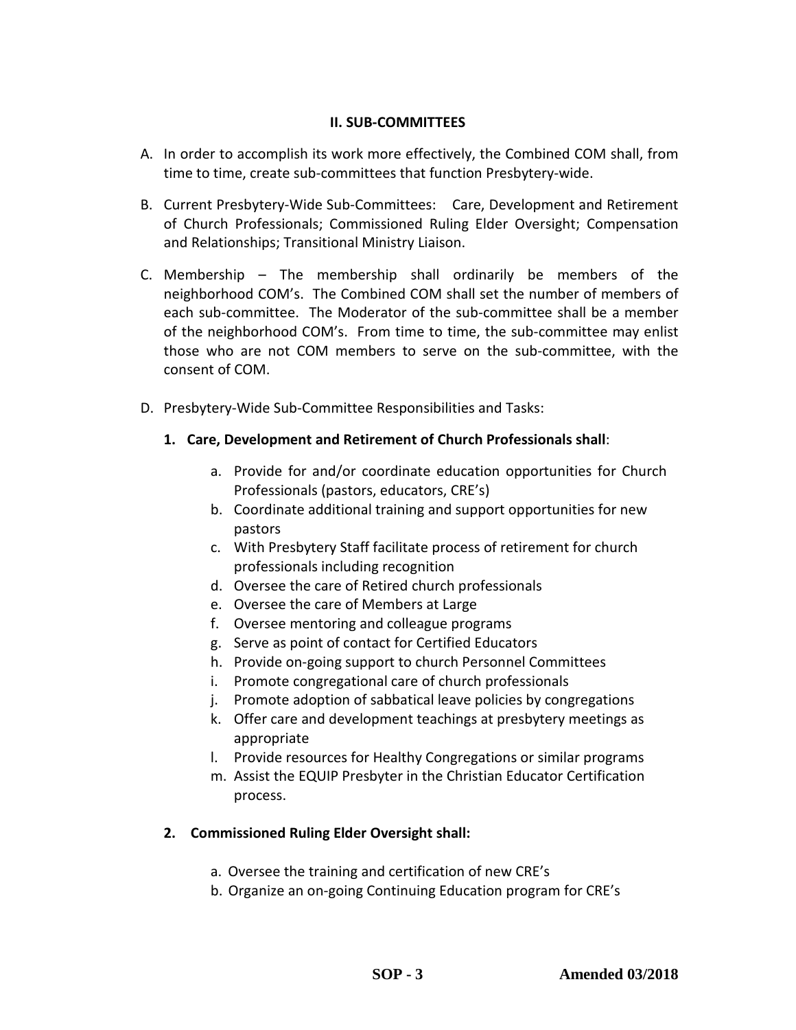## II. SUB-COMMITTEES

A. In order to accomplish its work more effectively, the Combined COM shall, from time to time, create sub-committees that function Presbytery-wide.

B. Current Presbytery-Wide Sub-Committees: Care, Development and Retirement of Church Professionals; Commissioned Ruling Elder Oversight; Compensation and Relationships; Transitional Ministry Liaison.

C. Membership – The membership shall ordinarily be members of the neighborhood COM's. The Combined COM shall set the number of members of each sub-committee. The Moderator of the sub-committee shall be a member of the neighborhood COM's. From time to time, the sub-committee may enlist those who are not COM members to serve on the sub-committee, with the consent of COM.

D. Presbytery-Wide Sub-Committee Responsibilities and Tasks:

   **1. Care, Development and Retirement of Church Professionals shall**:

      a. Provide for and/or coordinate education opportunities for Church Professionals (pastors, educators, CRE's)
      b. Coordinate additional training and support opportunities for new pastors
      c. With Presbytery Staff facilitate process of retirement for church professionals including recognition
      d. Oversee the care of Retired church professionals
      e. Oversee the care of Members at Large
      f. Oversee mentoring and colleague programs
      g. Serve as point of contact for Certified Educators
      h. Provide on-going support to church Personnel Committees
      i. Promote congregational care of church professionals
      j. Promote adoption of sabbatical leave policies by congregations
      k. Offer care and development teachings at presbytery meetings as appropriate
      l. Provide resources for Healthy Congregations or similar programs
      m. Assist the EQUIP Presbyter in the Christian Educator Certification process.

   **2. Commissioned Ruling Elder Oversight shall:**

      a. Oversee the training and certification of new CRE's
      b. Organize an on-going Continuing Education program for CRE's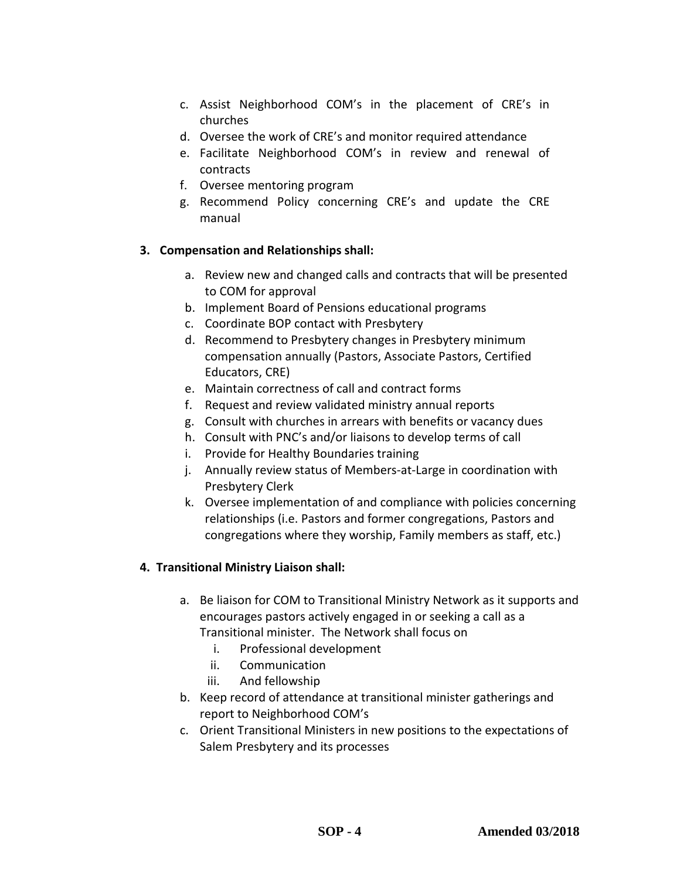c. Assist Neighborhood COM's in the placement of CRE's in churches
d. Oversee the work of CRE's and monitor required attendance
e. Facilitate Neighborhood COM's in review and renewal of contracts
f. Oversee mentoring program
g. Recommend Policy concerning CRE's and update the CRE manual

**3. Compensation and Relationships shall:**

a. Review new and changed calls and contracts that will be presented to COM for approval
b. Implement Board of Pensions educational programs
c. Coordinate BOP contact with Presbytery
d. Recommend to Presbytery changes in Presbytery minimum compensation annually (Pastors, Associate Pastors, Certified Educators, CRE)
e. Maintain correctness of call and contract forms
f. Request and review validated ministry annual reports
g. Consult with churches in arrears with benefits or vacancy dues
h. Consult with PNC's and/or liaisons to develop terms of call
i. Provide for Healthy Boundaries training
j. Annually review status of Members-at-Large in coordination with Presbytery Clerk
k. Oversee implementation of and compliance with policies concerning relationships (i.e. Pastors and former congregations, Pastors and congregations where they worship, Family members as staff, etc.)

**4. Transitional Ministry Liaison shall:**

a. Be liaison for COM to Transitional Ministry Network as it supports and encourages pastors actively engaged in or seeking a call as a Transitional minister. The Network shall focus on
   i. Professional development
   ii. Communication
   iii. And fellowship
b. Keep record of attendance at transitional minister gatherings and report to Neighborhood COM's
c. Orient Transitional Ministers in new positions to the expectations of Salem Presbytery and its processes

**Amended 03/2018**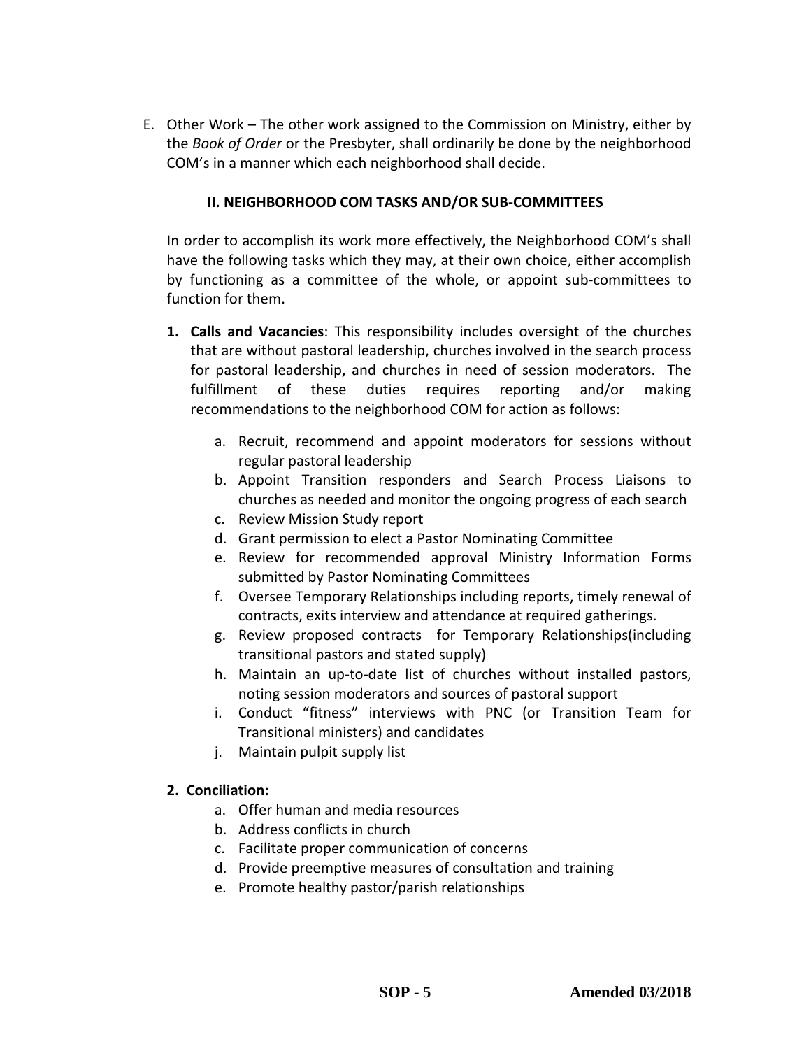E. Other Work – The other work assigned to the Commission on Ministry, either by the *Book of Order* or the Presbyter, shall ordinarily be done by the neighborhood COM's in a manner which each neighborhood shall decide.

## II. NEIGHBORHOOD COM TASKS AND/OR SUB-COMMITTEES

In order to accomplish its work more effectively, the Neighborhood COM's shall have the following tasks which they may, at their own choice, either accomplish by functioning as a committee of the whole, or appoint sub-committees to function for them.

1. **Calls and Vacancies**: This responsibility includes oversight of the churches that are without pastoral leadership, churches involved in the search process for pastoral leadership, and churches in need of session moderators. The fulfillment of these duties requires reporting and/or making recommendations to the neighborhood COM for action as follows:
   a. Recruit, recommend and appoint moderators for sessions without regular pastoral leadership
   b. Appoint Transition responders and Search Process Liaisons to churches as needed and monitor the ongoing progress of each search
   c. Review Mission Study report
   d. Grant permission to elect a Pastor Nominating Committee
   e. Review for recommended approval Ministry Information Forms submitted by Pastor Nominating Committees
   f. Oversee Temporary Relationships including reports, timely renewal of contracts, exits interview and attendance at required gatherings.
   g. Review proposed contracts for Temporary Relationships(including transitional pastors and stated supply)
   h. Maintain an up-to-date list of churches without installed pastors, noting session moderators and sources of pastoral support
   i. Conduct "fitness" interviews with PNC (or Transition Team for Transitional ministers) and candidates
   j. Maintain pulpit supply list

2. **Conciliation:**
   a. Offer human and media resources
   b. Address conflicts in church
   c. Facilitate proper communication of concerns
   d. Provide preemptive measures of consultation and training
   e. Promote healthy pastor/parish relationships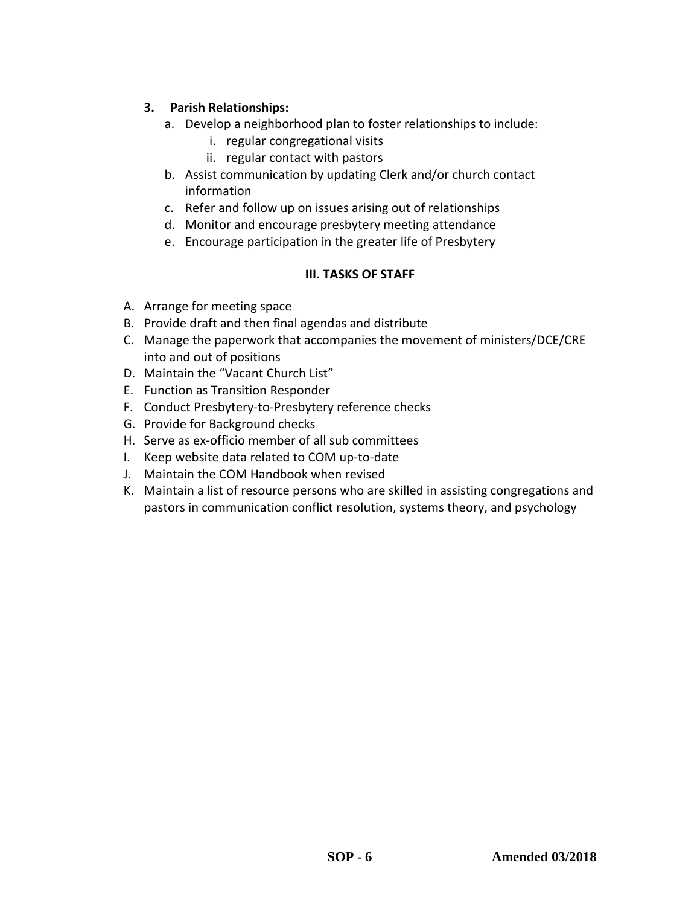**3. Parish Relationships:**

a. Develop a neighborhood plan to foster relationships to include:
   i. regular congregational visits
   ii. regular contact with pastors
b. Assist communication by updating Clerk and/or church contact information
c. Refer and follow up on issues arising out of relationships
d. Monitor and encourage presbytery meeting attendance
e. Encourage participation in the greater life of Presbytery

## III. TASKS OF STAFF

A. Arrange for meeting space
B. Provide draft and then final agendas and distribute
C. Manage the paperwork that accompanies the movement of ministers/DCE/CRE into and out of positions
D. Maintain the "Vacant Church List"
E. Function as Transition Responder
F. Conduct Presbytery-to-Presbytery reference checks
G. Provide for Background checks
H. Serve as ex-officio member of all sub committees
I. Keep website data related to COM up-to-date
J. Maintain the COM Handbook when revised
K. Maintain a list of resource persons who are skilled in assisting congregations and pastors in communication conflict resolution, systems theory, and psychology